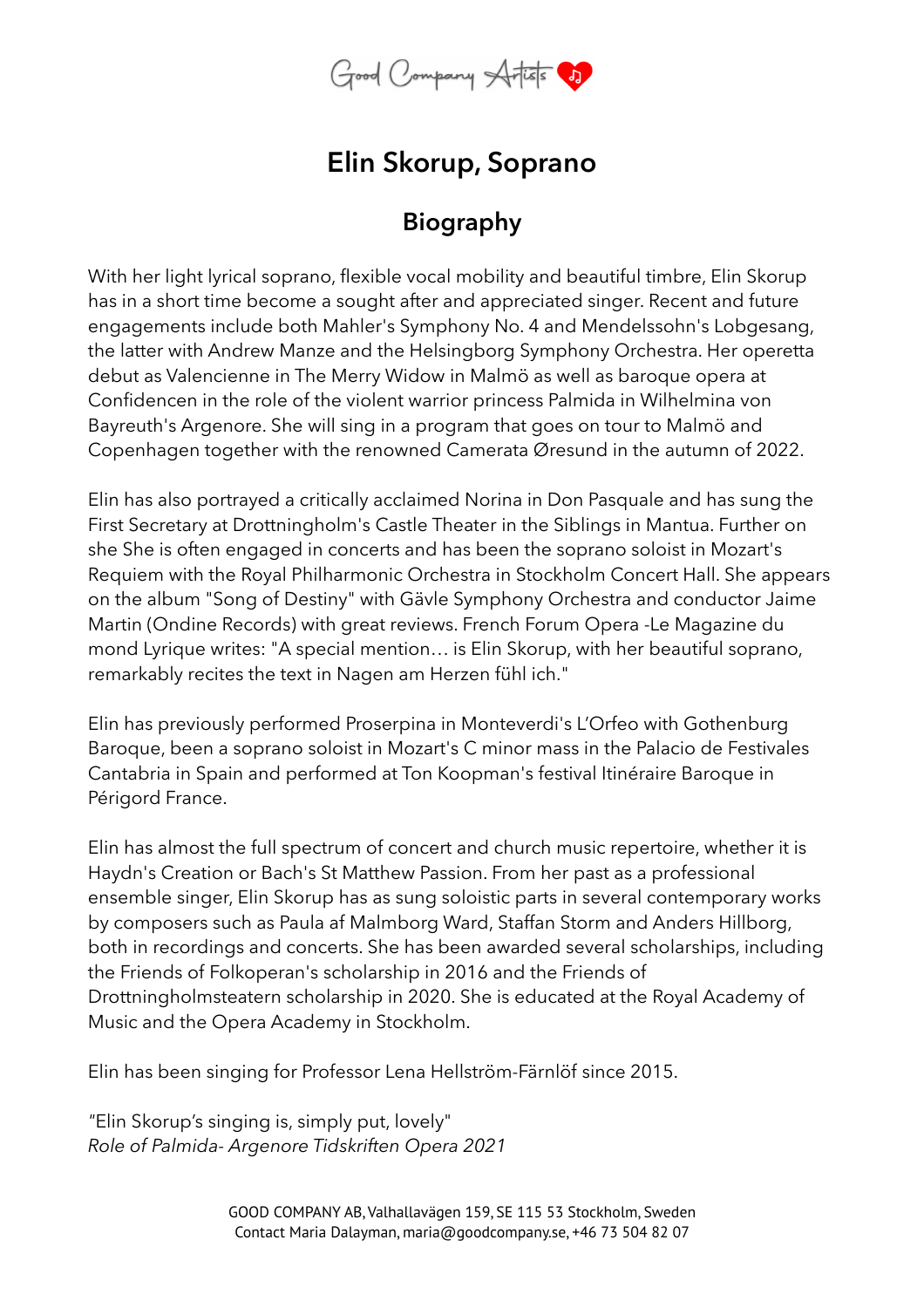Good Company Artists

# Elin Skorup, Soprano

## Biography

With her light lyrical soprano, flexible vocal mobility and beautiful timbre, Elin Skorup has in a short time become a sought after and appreciated singer. Recent and future engagements include both Mahler's Symphony No. 4 and Mendelssohn's Lobgesang, the latter with Andrew Manze and the Helsingborg Symphony Orchestra. Her operetta debut as Valencienne in The Merry Widow in Malmö as well as baroque opera at Confidencen in the role of the violent warrior princess Palmida in Wilhelmina von Bayreuth's Argenore. She will sing in a program that goes on tour to Malmö and Copenhagen together with the renowned Camerata Øresund in the autumn of 2022.

Elin has also portrayed a critically acclaimed Norina in Don Pasquale and has sung the First Secretary at Drottningholm's Castle Theater in the Siblings in Mantua. Further on she She is often engaged in concerts and has been the soprano soloist in Mozart's Requiem with the Royal Philharmonic Orchestra in Stockholm Concert Hall. She appears on the album "Song of Destiny" with Gävle Symphony Orchestra and conductor Jaime Martin (Ondine Records) with great reviews. French Forum Opera -Le Magazine du mond Lyrique writes: "A special mention… is Elin Skorup, with her beautiful soprano, remarkably recites the text in Nagen am Herzen fühl ich."

Elin has previously performed Proserpina in Monteverdi's L'Orfeo with Gothenburg Baroque, been a soprano soloist in Mozart's C minor mass in the Palacio de Festivales Cantabria in Spain and performed at Ton Koopman's festival Itinéraire Baroque in Périgord France.

Elin has almost the full spectrum of concert and church music repertoire, whether it is Haydn's Creation or Bach's St Matthew Passion. From her past as a professional ensemble singer, Elin Skorup has as sung soloistic parts in several contemporary works by composers such as Paula af Malmborg Ward, Staffan Storm and Anders Hillborg, both in recordings and concerts. She has been awarded several scholarships, including the Friends of Folkoperan's scholarship in 2016 and the Friends of Drottningholmsteatern scholarship in 2020. She is educated at the Royal Academy of Music and the Opera Academy in Stockholm.

Elin has been singing for Professor Lena Hellström-Färnlöf since 2015.

"Elin Skorup's singing is, simply put, lovely"
*Role of Palmida- Argenore Tidskriften Opera 2021*

GOOD COMPANY AB, Valhallavägen 159, SE 115 53 Stockholm, Sweden
Contact Maria Dalayman, maria@goodcompany.se, +46 73 504 82 07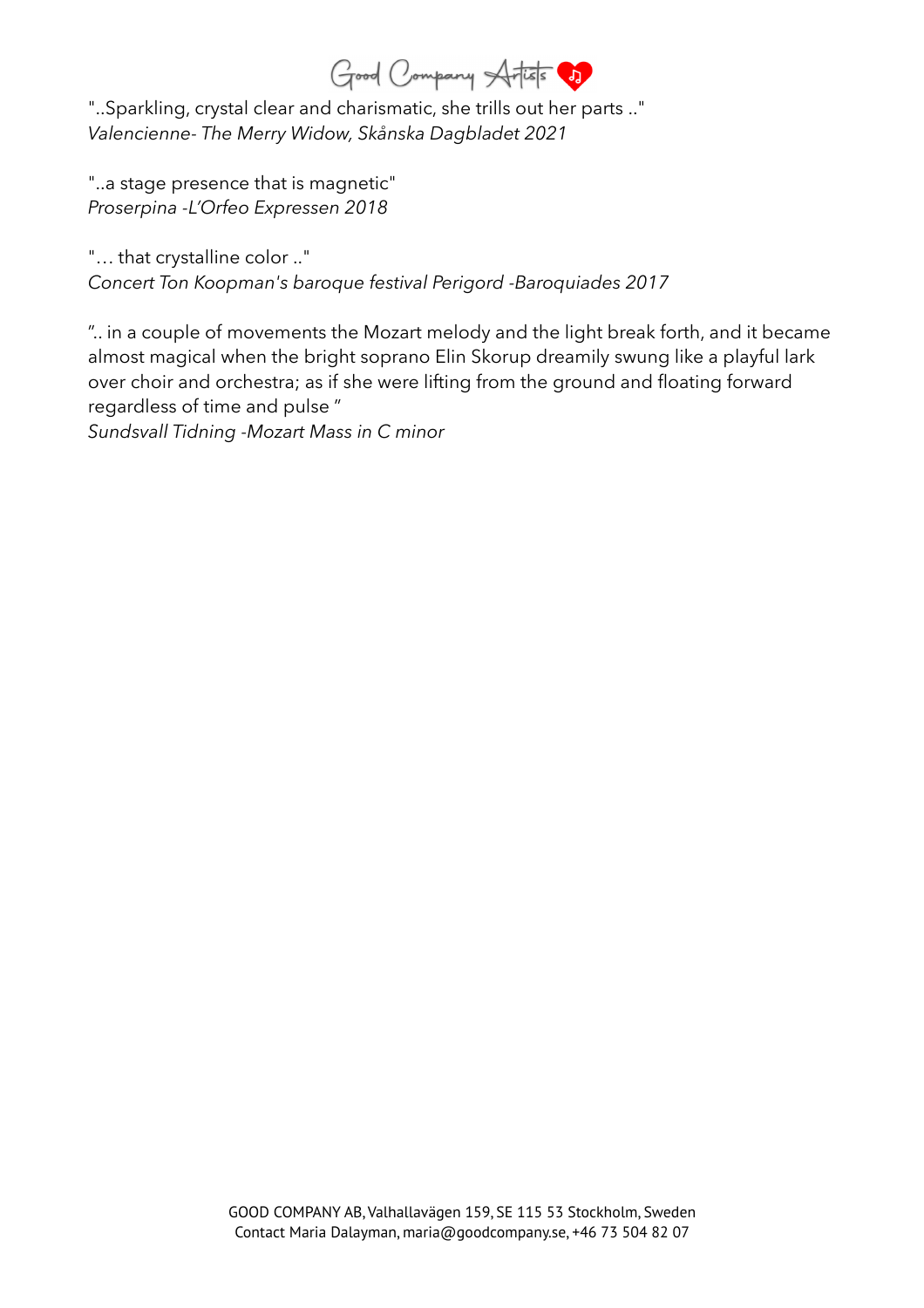"..Sparkling, crystal clear and charismatic, she trills out her parts .."
*Valencienne- The Merry Widow, Skånska Dagbladet 2021*

"..a stage presence that is magnetic"
*Proserpina -L'Orfeo Expressen 2018*

"… that crystalline color .."
*Concert Ton Koopman's baroque festival Perigord -Baroquiades 2017*

".. in a couple of movements the Mozart melody and the light break forth, and it became almost magical when the bright soprano Elin Skorup dreamily swung like a playful lark over choir and orchestra; as if she were lifting from the ground and floating forward regardless of time and pulse "
*Sundsvall Tidning -Mozart Mass in C minor*